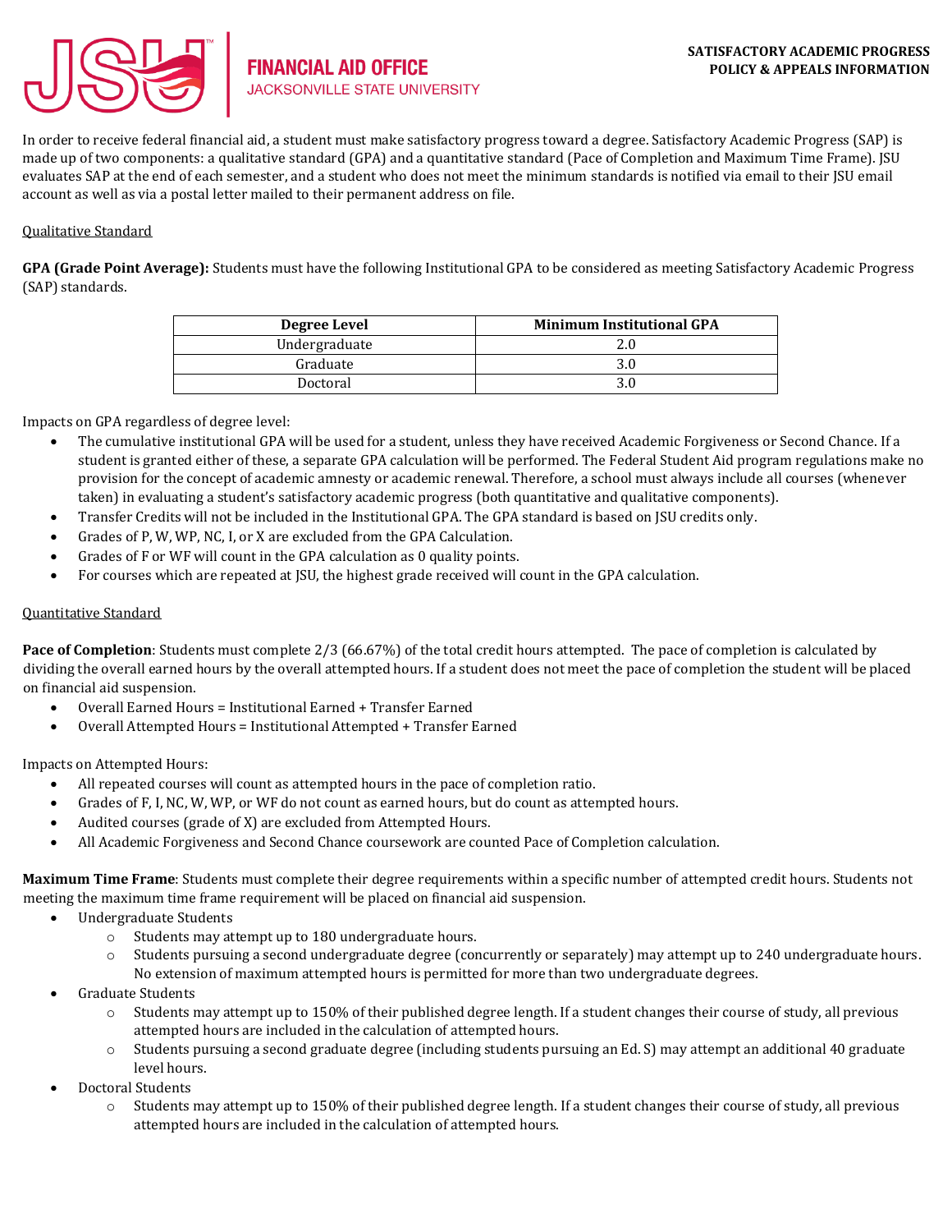**FINANCIAL AID OFFICE**
JACKSONVILLE STATE UNIVERSITY

**SATISFACTORY ACADEMIC PROGRESS POLICY & APPEALS INFORMATION**

In order to receive federal financial aid, a student must make satisfactory progress toward a degree. Satisfactory Academic Progress (SAP) is made up of two components: a qualitative standard (GPA) and a quantitative standard (Pace of Completion and Maximum Time Frame). JSU evaluates SAP at the end of each semester, and a student who does not meet the minimum standards is notified via email to their JSU email account as well as via a postal letter mailed to their permanent address on file.

## Qualitative Standard

**GPA (Grade Point Average):** Students must have the following Institutional GPA to be considered as meeting Satisfactory Academic Progress (SAP) standards.

| Degree Level | Minimum Institutional GPA |
| --- | --- |
| Undergraduate | 2.0 |
| Graduate | 3.0 |
| Doctoral | 3.0 |

Impacts on GPA regardless of degree level:

- The cumulative institutional GPA will be used for a student, unless they have received Academic Forgiveness or Second Chance. If a student is granted either of these, a separate GPA calculation will be performed. The Federal Student Aid program regulations make no provision for the concept of academic amnesty or academic renewal. Therefore, a school must always include all courses (whenever taken) in evaluating a student's satisfactory academic progress (both quantitative and qualitative components).
- Transfer Credits will not be included in the Institutional GPA. The GPA standard is based on JSU credits only.
- Grades of P, W, WP, NC, I, or X are excluded from the GPA Calculation.
- Grades of F or WF will count in the GPA calculation as 0 quality points.
- For courses which are repeated at JSU, the highest grade received will count in the GPA calculation.

## Quantitative Standard

**Pace of Completion**: Students must complete 2/3 (66.67%) of the total credit hours attempted. The pace of completion is calculated by dividing the overall earned hours by the overall attempted hours. If a student does not meet the pace of completion the student will be placed on financial aid suspension.

- Overall Earned Hours = Institutional Earned + Transfer Earned
- Overall Attempted Hours = Institutional Attempted + Transfer Earned

Impacts on Attempted Hours:

- All repeated courses will count as attempted hours in the pace of completion ratio.
- Grades of F, I, NC, W, WP, or WF do not count as earned hours, but do count as attempted hours.
- Audited courses (grade of X) are excluded from Attempted Hours.
- All Academic Forgiveness and Second Chance coursework are counted Pace of Completion calculation.

**Maximum Time Frame**: Students must complete their degree requirements within a specific number of attempted credit hours. Students not meeting the maximum time frame requirement will be placed on financial aid suspension.

- Undergraduate Students
  - Students may attempt up to 180 undergraduate hours.
  - Students pursuing a second undergraduate degree (concurrently or separately) may attempt up to 240 undergraduate hours. No extension of maximum attempted hours is permitted for more than two undergraduate degrees.
- Graduate Students
  - Students may attempt up to 150% of their published degree length. If a student changes their course of study, all previous attempted hours are included in the calculation of attempted hours.
  - Students pursuing a second graduate degree (including students pursuing an Ed. S) may attempt an additional 40 graduate level hours.
- Doctoral Students
  - Students may attempt up to 150% of their published degree length. If a student changes their course of study, all previous attempted hours are included in the calculation of attempted hours.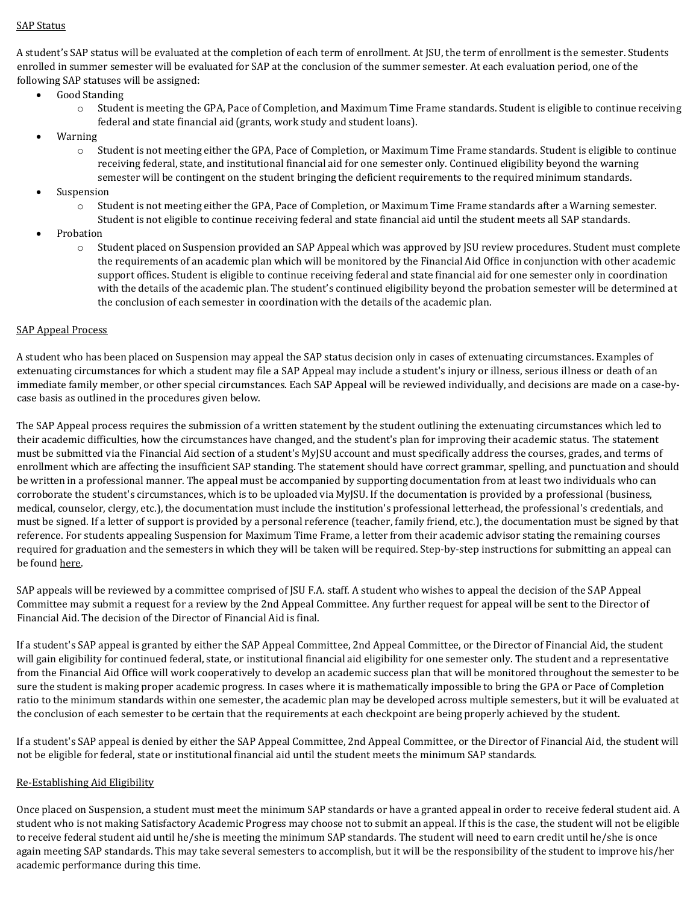SAP Status

A student's SAP status will be evaluated at the completion of each term of enrollment. At JSU, the term of enrollment is the semester. Students enrolled in summer semester will be evaluated for SAP at the conclusion of the summer semester. At each evaluation period, one of the following SAP statuses will be assigned:

- Good Standing
  - Student is meeting the GPA, Pace of Completion, and Maximum Time Frame standards. Student is eligible to continue receiving federal and state financial aid (grants, work study and student loans).
- Warning
  - Student is not meeting either the GPA, Pace of Completion, or Maximum Time Frame standards. Student is eligible to continue receiving federal, state, and institutional financial aid for one semester only. Continued eligibility beyond the warning semester will be contingent on the student bringing the deficient requirements to the required minimum standards.
- Suspension
  - Student is not meeting either the GPA, Pace of Completion, or Maximum Time Frame standards after a Warning semester. Student is not eligible to continue receiving federal and state financial aid until the student meets all SAP standards.
- Probation
  - Student placed on Suspension provided an SAP Appeal which was approved by JSU review procedures. Student must complete the requirements of an academic plan which will be monitored by the Financial Aid Office in conjunction with other academic support offices. Student is eligible to continue receiving federal and state financial aid for one semester only in coordination with the details of the academic plan. The student's continued eligibility beyond the probation semester will be determined at the conclusion of each semester in coordination with the details of the academic plan.

SAP Appeal Process

A student who has been placed on Suspension may appeal the SAP status decision only in cases of extenuating circumstances. Examples of extenuating circumstances for which a student may file a SAP Appeal may include a student's injury or illness, serious illness or death of an immediate family member, or other special circumstances. Each SAP Appeal will be reviewed individually, and decisions are made on a case-by-case basis as outlined in the procedures given below.

The SAP Appeal process requires the submission of a written statement by the student outlining the extenuating circumstances which led to their academic difficulties, how the circumstances have changed, and the student's plan for improving their academic status. The statement must be submitted via the Financial Aid section of a student's MyJSU account and must specifically address the courses, grades, and terms of enrollment which are affecting the insufficient SAP standing. The statement should have correct grammar, spelling, and punctuation and should be written in a professional manner. The appeal must be accompanied by supporting documentation from at least two individuals who can corroborate the student's circumstances, which is to be uploaded via MyJSU. If the documentation is provided by a professional (business, medical, counselor, clergy, etc.), the documentation must include the institution's professional letterhead, the professional's credentials, and must be signed. If a letter of support is provided by a personal reference (teacher, family friend, etc.), the documentation must be signed by that reference. For students appealing Suspension for Maximum Time Frame, a letter from their academic advisor stating the remaining courses required for graduation and the semesters in which they will be taken will be required. Step-by-step instructions for submitting an appeal can be found here.

SAP appeals will be reviewed by a committee comprised of JSU F.A. staff. A student who wishes to appeal the decision of the SAP Appeal Committee may submit a request for a review by the 2nd Appeal Committee. Any further request for appeal will be sent to the Director of Financial Aid. The decision of the Director of Financial Aid is final.

If a student's SAP appeal is granted by either the SAP Appeal Committee, 2nd Appeal Committee, or the Director of Financial Aid, the student will gain eligibility for continued federal, state, or institutional financial aid eligibility for one semester only. The student and a representative from the Financial Aid Office will work cooperatively to develop an academic success plan that will be monitored throughout the semester to be sure the student is making proper academic progress. In cases where it is mathematically impossible to bring the GPA or Pace of Completion ratio to the minimum standards within one semester, the academic plan may be developed across multiple semesters, but it will be evaluated at the conclusion of each semester to be certain that the requirements at each checkpoint are being properly achieved by the student.

If a student's SAP appeal is denied by either the SAP Appeal Committee, 2nd Appeal Committee, or the Director of Financial Aid, the student will not be eligible for federal, state or institutional financial aid until the student meets the minimum SAP standards.

Re-Establishing Aid Eligibility

Once placed on Suspension, a student must meet the minimum SAP standards or have a granted appeal in order to receive federal student aid. A student who is not making Satisfactory Academic Progress may choose not to submit an appeal. If this is the case, the student will not be eligible to receive federal student aid until he/she is meeting the minimum SAP standards. The student will need to earn credit until he/she is once again meeting SAP standards. This may take several semesters to accomplish, but it will be the responsibility of the student to improve his/her academic performance during this time.